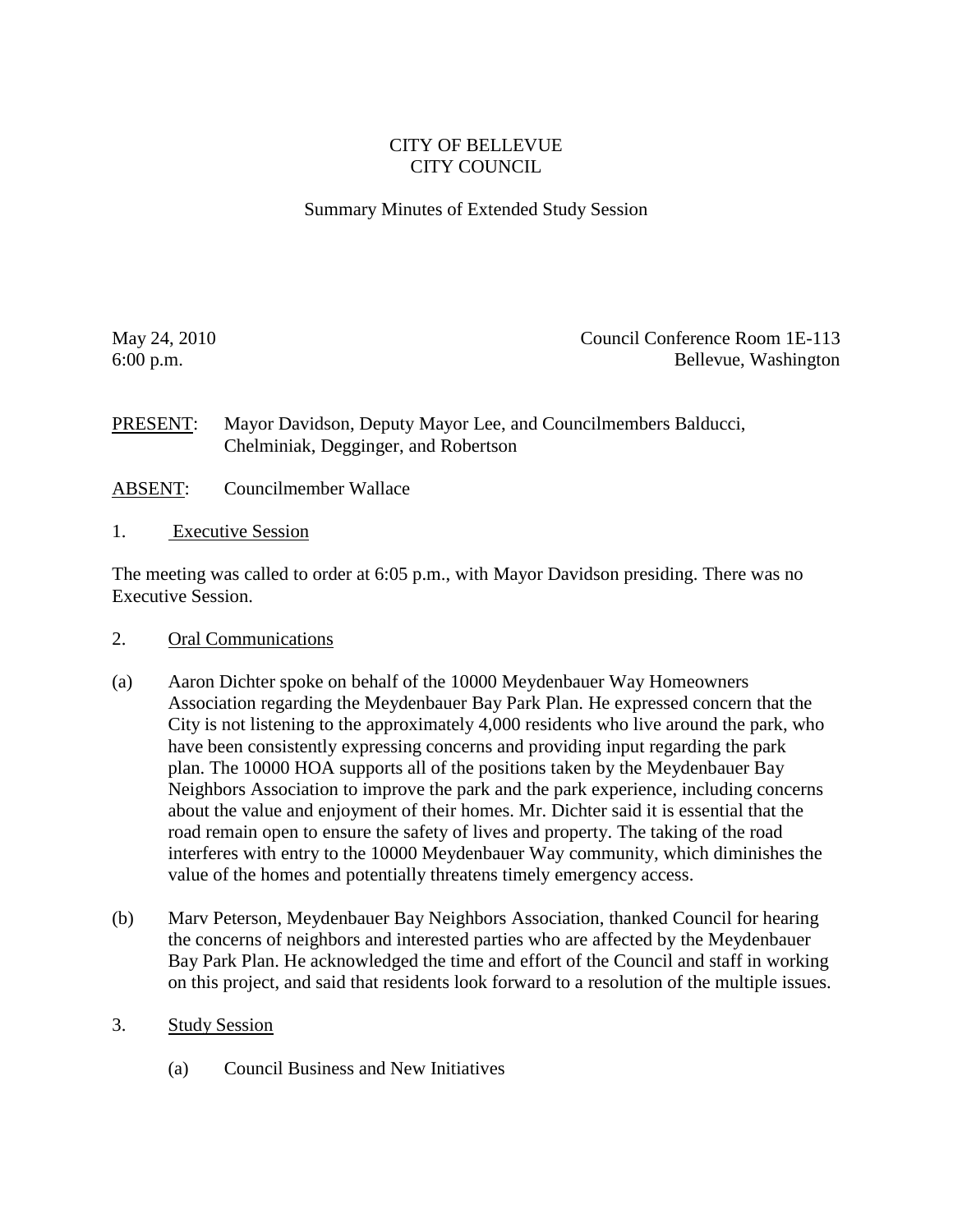# CITY OF BELLEVUE
# CITY COUNCIL

## Summary Minutes of Extended Study Session

May 24, 2010
6:00 p.m.

Council Conference Room 1E-113
Bellevue, Washington

PRESENT: Mayor Davidson, Deputy Mayor Lee, and Councilmembers Balducci, Chelminiak, Degginger, and Robertson

ABSENT: Councilmember Wallace

1. Executive Session

The meeting was called to order at 6:05 p.m., with Mayor Davidson presiding. There was no Executive Session.

2. Oral Communications

(a) Aaron Dichter spoke on behalf of the 10000 Meydenbauer Way Homeowners Association regarding the Meydenbauer Bay Park Plan. He expressed concern that the City is not listening to the approximately 4,000 residents who live around the park, who have been consistently expressing concerns and providing input regarding the park plan. The 10000 HOA supports all of the positions taken by the Meydenbauer Bay Neighbors Association to improve the park and the park experience, including concerns about the value and enjoyment of their homes. Mr. Dichter said it is essential that the road remain open to ensure the safety of lives and property. The taking of the road interferes with entry to the 10000 Meydenbauer Way community, which diminishes the value of the homes and potentially threatens timely emergency access.

(b) Marv Peterson, Meydenbauer Bay Neighbors Association, thanked Council for hearing the concerns of neighbors and interested parties who are affected by the Meydenbauer Bay Park Plan. He acknowledged the time and effort of the Council and staff in working on this project, and said that residents look forward to a resolution of the multiple issues.

3. Study Session

(a) Council Business and New Initiatives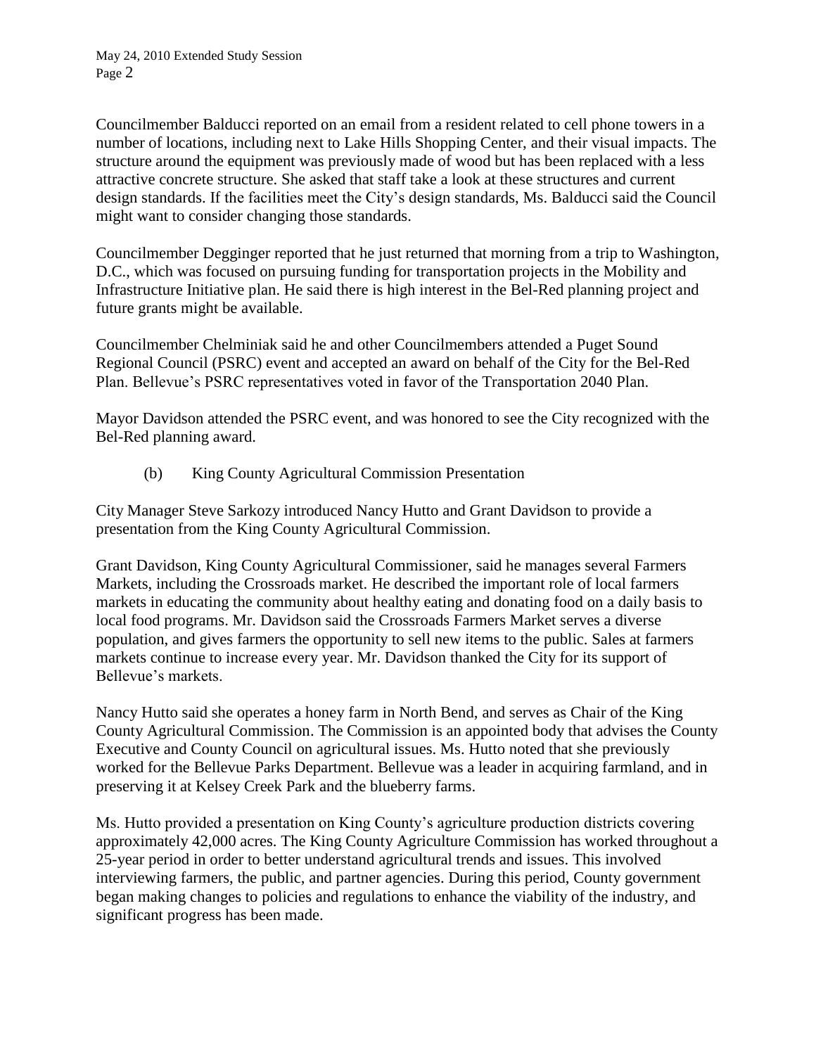Councilmember Balducci reported on an email from a resident related to cell phone towers in a number of locations, including next to Lake Hills Shopping Center, and their visual impacts. The structure around the equipment was previously made of wood but has been replaced with a less attractive concrete structure. She asked that staff take a look at these structures and current design standards. If the facilities meet the City's design standards, Ms. Balducci said the Council might want to consider changing those standards.

Councilmember Degginger reported that he just returned that morning from a trip to Washington, D.C., which was focused on pursuing funding for transportation projects in the Mobility and Infrastructure Initiative plan. He said there is high interest in the Bel-Red planning project and future grants might be available.

Councilmember Chelminiak said he and other Councilmembers attended a Puget Sound Regional Council (PSRC) event and accepted an award on behalf of the City for the Bel-Red Plan. Bellevue's PSRC representatives voted in favor of the Transportation 2040 Plan.

Mayor Davidson attended the PSRC event, and was honored to see the City recognized with the Bel-Red planning award.

(b) King County Agricultural Commission Presentation

City Manager Steve Sarkozy introduced Nancy Hutto and Grant Davidson to provide a presentation from the King County Agricultural Commission.

Grant Davidson, King County Agricultural Commissioner, said he manages several Farmers Markets, including the Crossroads market. He described the important role of local farmers markets in educating the community about healthy eating and donating food on a daily basis to local food programs. Mr. Davidson said the Crossroads Farmers Market serves a diverse population, and gives farmers the opportunity to sell new items to the public. Sales at farmers markets continue to increase every year. Mr. Davidson thanked the City for its support of Bellevue's markets.

Nancy Hutto said she operates a honey farm in North Bend, and serves as Chair of the King County Agricultural Commission. The Commission is an appointed body that advises the County Executive and County Council on agricultural issues. Ms. Hutto noted that she previously worked for the Bellevue Parks Department. Bellevue was a leader in acquiring farmland, and in preserving it at Kelsey Creek Park and the blueberry farms.

Ms. Hutto provided a presentation on King County's agriculture production districts covering approximately 42,000 acres. The King County Agriculture Commission has worked throughout a 25-year period in order to better understand agricultural trends and issues. This involved interviewing farmers, the public, and partner agencies. During this period, County government began making changes to policies and regulations to enhance the viability of the industry, and significant progress has been made.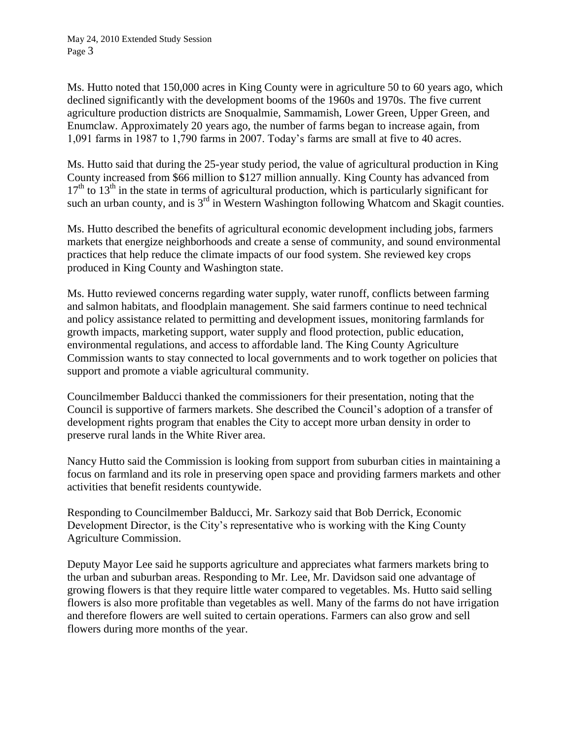Ms. Hutto noted that 150,000 acres in King County were in agriculture 50 to 60 years ago, which declined significantly with the development booms of the 1960s and 1970s. The five current agriculture production districts are Snoqualmie, Sammamish, Lower Green, Upper Green, and Enumclaw. Approximately 20 years ago, the number of farms began to increase again, from 1,091 farms in 1987 to 1,790 farms in 2007. Today's farms are small at five to 40 acres.

Ms. Hutto said that during the 25-year study period, the value of agricultural production in King County increased from $66 million to $127 million annually. King County has advanced from 17th to 13th in the state in terms of agricultural production, which is particularly significant for such an urban county, and is 3rd in Western Washington following Whatcom and Skagit counties.

Ms. Hutto described the benefits of agricultural economic development including jobs, farmers markets that energize neighborhoods and create a sense of community, and sound environmental practices that help reduce the climate impacts of our food system. She reviewed key crops produced in King County and Washington state.

Ms. Hutto reviewed concerns regarding water supply, water runoff, conflicts between farming and salmon habitats, and floodplain management. She said farmers continue to need technical and policy assistance related to permitting and development issues, monitoring farmlands for growth impacts, marketing support, water supply and flood protection, public education, environmental regulations, and access to affordable land. The King County Agriculture Commission wants to stay connected to local governments and to work together on policies that support and promote a viable agricultural community.

Councilmember Balducci thanked the commissioners for their presentation, noting that the Council is supportive of farmers markets. She described the Council's adoption of a transfer of development rights program that enables the City to accept more urban density in order to preserve rural lands in the White River area.

Nancy Hutto said the Commission is looking from support from suburban cities in maintaining a focus on farmland and its role in preserving open space and providing farmers markets and other activities that benefit residents countywide.

Responding to Councilmember Balducci, Mr. Sarkozy said that Bob Derrick, Economic Development Director, is the City's representative who is working with the King County Agriculture Commission.

Deputy Mayor Lee said he supports agriculture and appreciates what farmers markets bring to the urban and suburban areas. Responding to Mr. Lee, Mr. Davidson said one advantage of growing flowers is that they require little water compared to vegetables. Ms. Hutto said selling flowers is also more profitable than vegetables as well. Many of the farms do not have irrigation and therefore flowers are well suited to certain operations. Farmers can also grow and sell flowers during more months of the year.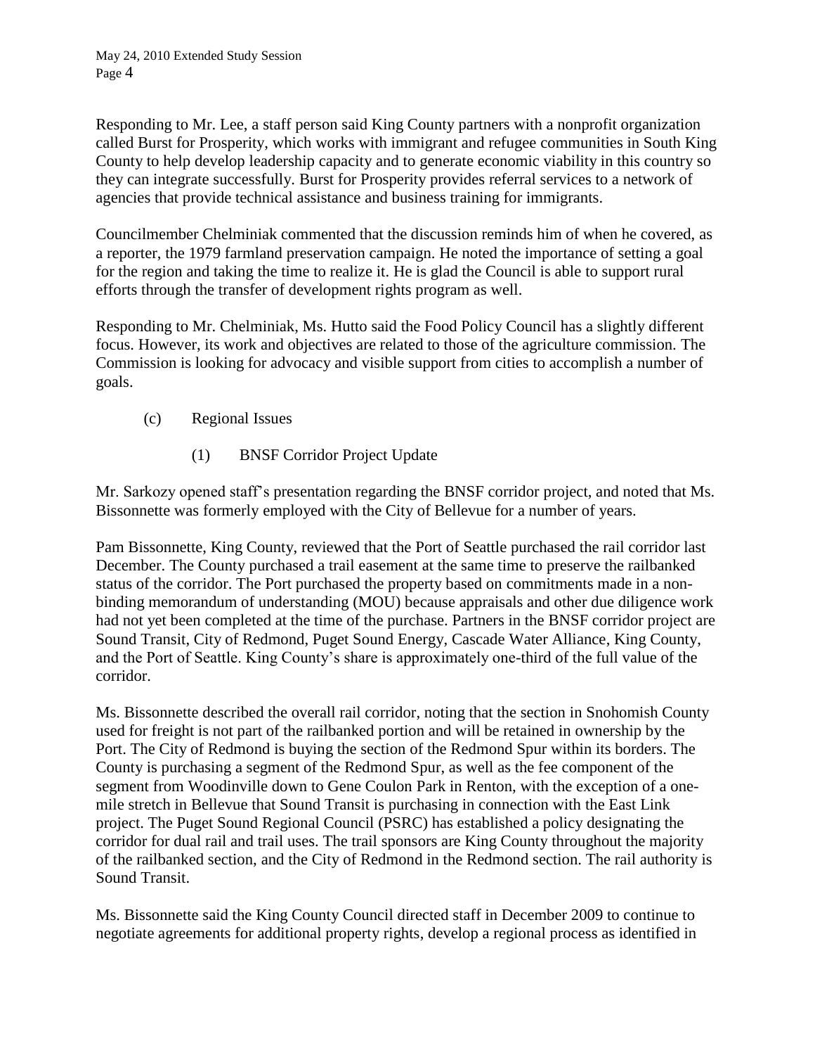Responding to Mr. Lee, a staff person said King County partners with a nonprofit organization called Burst for Prosperity, which works with immigrant and refugee communities in South King County to help develop leadership capacity and to generate economic viability in this country so they can integrate successfully. Burst for Prosperity provides referral services to a network of agencies that provide technical assistance and business training for immigrants.

Councilmember Chelminiak commented that the discussion reminds him of when he covered, as a reporter, the 1979 farmland preservation campaign. He noted the importance of setting a goal for the region and taking the time to realize it. He is glad the Council is able to support rural efforts through the transfer of development rights program as well.

Responding to Mr. Chelminiak, Ms. Hutto said the Food Policy Council has a slightly different focus. However, its work and objectives are related to those of the agriculture commission. The Commission is looking for advocacy and visible support from cities to accomplish a number of goals.

(c) Regional Issues

(1) BNSF Corridor Project Update

Mr. Sarkozy opened staff's presentation regarding the BNSF corridor project, and noted that Ms. Bissonnette was formerly employed with the City of Bellevue for a number of years.

Pam Bissonnette, King County, reviewed that the Port of Seattle purchased the rail corridor last December. The County purchased a trail easement at the same time to preserve the railbanked status of the corridor. The Port purchased the property based on commitments made in a non-binding memorandum of understanding (MOU) because appraisals and other due diligence work had not yet been completed at the time of the purchase. Partners in the BNSF corridor project are Sound Transit, City of Redmond, Puget Sound Energy, Cascade Water Alliance, King County, and the Port of Seattle. King County's share is approximately one-third of the full value of the corridor.

Ms. Bissonnette described the overall rail corridor, noting that the section in Snohomish County used for freight is not part of the railbanked portion and will be retained in ownership by the Port. The City of Redmond is buying the section of the Redmond Spur within its borders. The County is purchasing a segment of the Redmond Spur, as well as the fee component of the segment from Woodinville down to Gene Coulon Park in Renton, with the exception of a one-mile stretch in Bellevue that Sound Transit is purchasing in connection with the East Link project. The Puget Sound Regional Council (PSRC) has established a policy designating the corridor for dual rail and trail uses. The trail sponsors are King County throughout the majority of the railbanked section, and the City of Redmond in the Redmond section. The rail authority is Sound Transit.

Ms. Bissonnette said the King County Council directed staff in December 2009 to continue to negotiate agreements for additional property rights, develop a regional process as identified in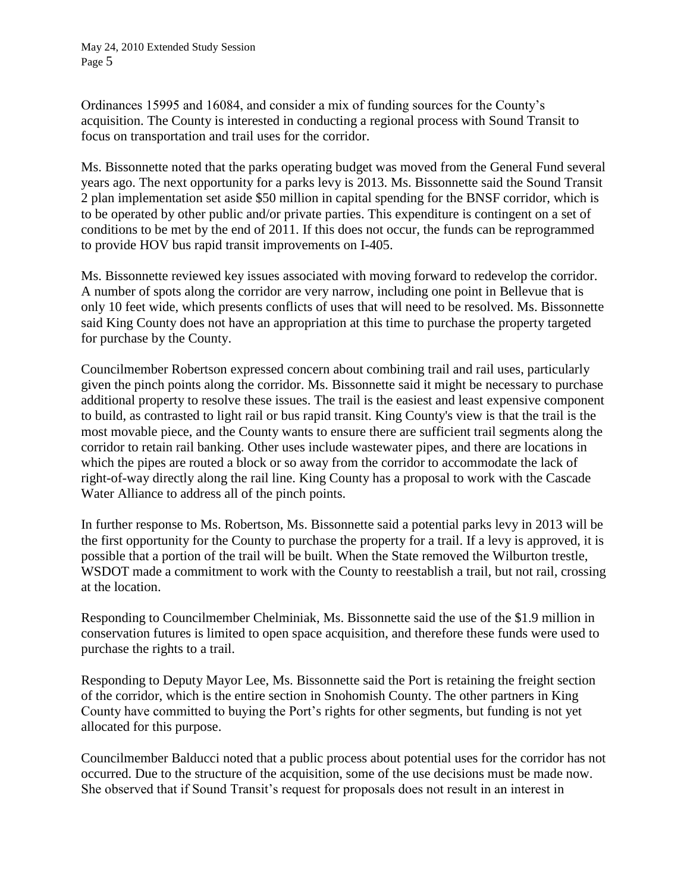Ordinances 15995 and 16084, and consider a mix of funding sources for the County's acquisition. The County is interested in conducting a regional process with Sound Transit to focus on transportation and trail uses for the corridor.

Ms. Bissonnette noted that the parks operating budget was moved from the General Fund several years ago. The next opportunity for a parks levy is 2013. Ms. Bissonnette said the Sound Transit 2 plan implementation set aside $50 million in capital spending for the BNSF corridor, which is to be operated by other public and/or private parties. This expenditure is contingent on a set of conditions to be met by the end of 2011. If this does not occur, the funds can be reprogrammed to provide HOV bus rapid transit improvements on I-405.

Ms. Bissonnette reviewed key issues associated with moving forward to redevelop the corridor. A number of spots along the corridor are very narrow, including one point in Bellevue that is only 10 feet wide, which presents conflicts of uses that will need to be resolved. Ms. Bissonnette said King County does not have an appropriation at this time to purchase the property targeted for purchase by the County.

Councilmember Robertson expressed concern about combining trail and rail uses, particularly given the pinch points along the corridor. Ms. Bissonnette said it might be necessary to purchase additional property to resolve these issues. The trail is the easiest and least expensive component to build, as contrasted to light rail or bus rapid transit. King County's view is that the trail is the most movable piece, and the County wants to ensure there are sufficient trail segments along the corridor to retain rail banking. Other uses include wastewater pipes, and there are locations in which the pipes are routed a block or so away from the corridor to accommodate the lack of right-of-way directly along the rail line. King County has a proposal to work with the Cascade Water Alliance to address all of the pinch points.

In further response to Ms. Robertson, Ms. Bissonnette said a potential parks levy in 2013 will be the first opportunity for the County to purchase the property for a trail. If a levy is approved, it is possible that a portion of the trail will be built. When the State removed the Wilburton trestle, WSDOT made a commitment to work with the County to reestablish a trail, but not rail, crossing at the location.

Responding to Councilmember Chelminiak, Ms. Bissonnette said the use of the $1.9 million in conservation futures is limited to open space acquisition, and therefore these funds were used to purchase the rights to a trail.

Responding to Deputy Mayor Lee, Ms. Bissonnette said the Port is retaining the freight section of the corridor, which is the entire section in Snohomish County. The other partners in King County have committed to buying the Port's rights for other segments, but funding is not yet allocated for this purpose.

Councilmember Balducci noted that a public process about potential uses for the corridor has not occurred. Due to the structure of the acquisition, some of the use decisions must be made now. She observed that if Sound Transit's request for proposals does not result in an interest in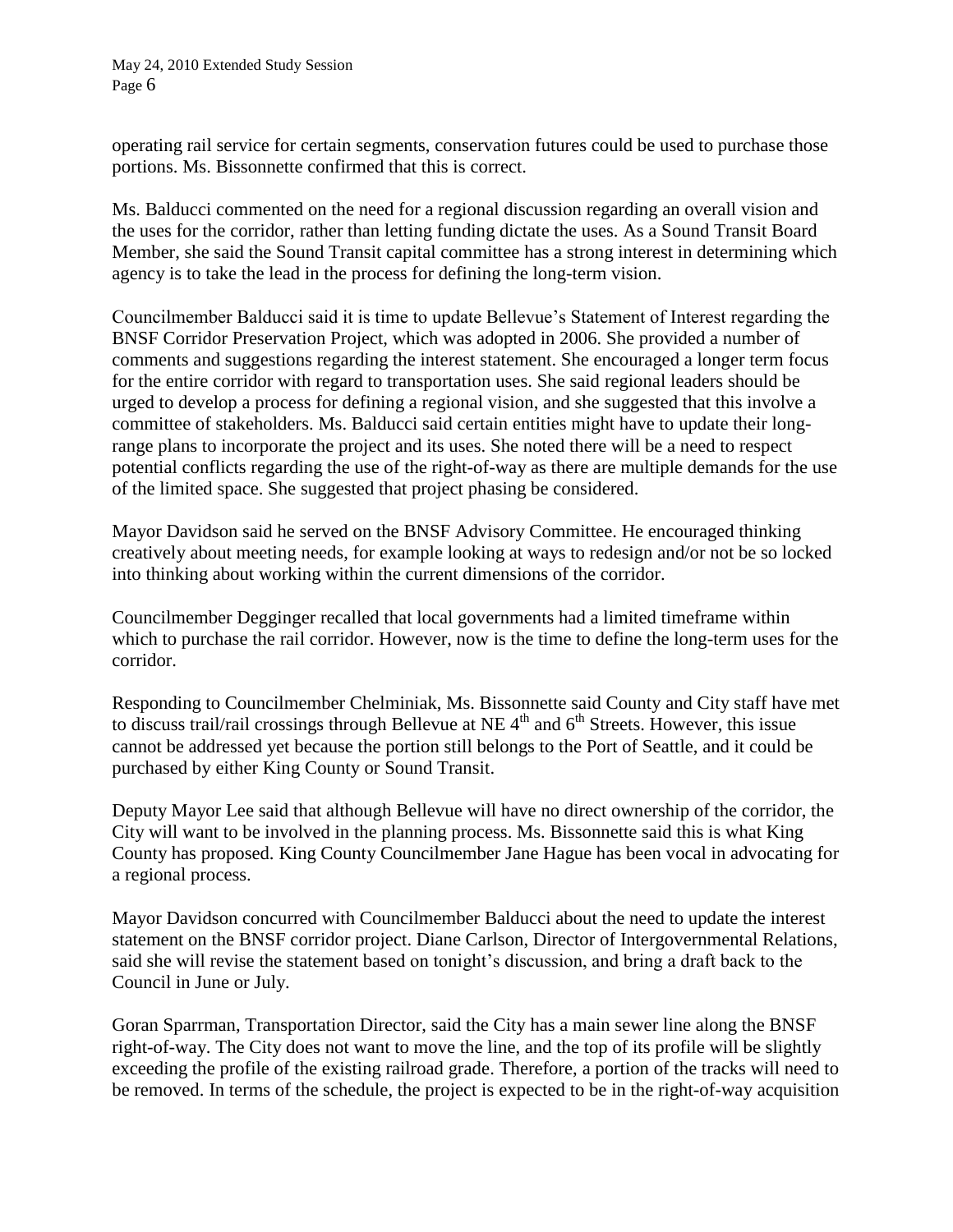operating rail service for certain segments, conservation futures could be used to purchase those portions. Ms. Bissonnette confirmed that this is correct.

Ms. Balducci commented on the need for a regional discussion regarding an overall vision and the uses for the corridor, rather than letting funding dictate the uses. As a Sound Transit Board Member, she said the Sound Transit capital committee has a strong interest in determining which agency is to take the lead in the process for defining the long-term vision.

Councilmember Balducci said it is time to update Bellevue's Statement of Interest regarding the BNSF Corridor Preservation Project, which was adopted in 2006. She provided a number of comments and suggestions regarding the interest statement. She encouraged a longer term focus for the entire corridor with regard to transportation uses. She said regional leaders should be urged to develop a process for defining a regional vision, and she suggested that this involve a committee of stakeholders. Ms. Balducci said certain entities might have to update their long-range plans to incorporate the project and its uses. She noted there will be a need to respect potential conflicts regarding the use of the right-of-way as there are multiple demands for the use of the limited space. She suggested that project phasing be considered.

Mayor Davidson said he served on the BNSF Advisory Committee. He encouraged thinking creatively about meeting needs, for example looking at ways to redesign and/or not be so locked into thinking about working within the current dimensions of the corridor.

Councilmember Degginger recalled that local governments had a limited timeframe within which to purchase the rail corridor. However, now is the time to define the long-term uses for the corridor.

Responding to Councilmember Chelminiak, Ms. Bissonnette said County and City staff have met to discuss trail/rail crossings through Bellevue at NE 4th and 6th Streets. However, this issue cannot be addressed yet because the portion still belongs to the Port of Seattle, and it could be purchased by either King County or Sound Transit.

Deputy Mayor Lee said that although Bellevue will have no direct ownership of the corridor, the City will want to be involved in the planning process. Ms. Bissonnette said this is what King County has proposed. King County Councilmember Jane Hague has been vocal in advocating for a regional process.

Mayor Davidson concurred with Councilmember Balducci about the need to update the interest statement on the BNSF corridor project. Diane Carlson, Director of Intergovernmental Relations, said she will revise the statement based on tonight's discussion, and bring a draft back to the Council in June or July.

Goran Sparrman, Transportation Director, said the City has a main sewer line along the BNSF right-of-way. The City does not want to move the line, and the top of its profile will be slightly exceeding the profile of the existing railroad grade. Therefore, a portion of the tracks will need to be removed. In terms of the schedule, the project is expected to be in the right-of-way acquisition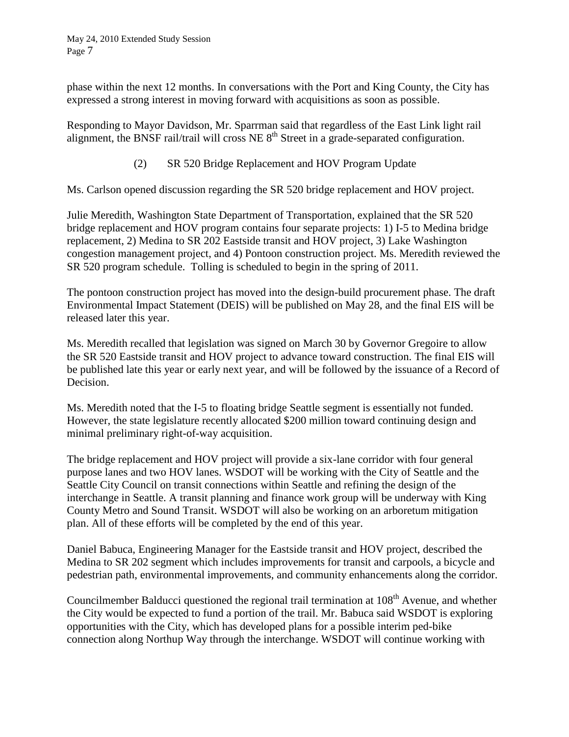phase within the next 12 months. In conversations with the Port and King County, the City has expressed a strong interest in moving forward with acquisitions as soon as possible.

Responding to Mayor Davidson, Mr. Sparrman said that regardless of the East Link light rail alignment, the BNSF rail/trail will cross NE 8th Street in a grade-separated configuration.

(2) SR 520 Bridge Replacement and HOV Program Update

Ms. Carlson opened discussion regarding the SR 520 bridge replacement and HOV project.

Julie Meredith, Washington State Department of Transportation, explained that the SR 520 bridge replacement and HOV program contains four separate projects: 1) I-5 to Medina bridge replacement, 2) Medina to SR 202 Eastside transit and HOV project, 3) Lake Washington congestion management project, and 4) Pontoon construction project. Ms. Meredith reviewed the SR 520 program schedule. Tolling is scheduled to begin in the spring of 2011.

The pontoon construction project has moved into the design-build procurement phase. The draft Environmental Impact Statement (DEIS) will be published on May 28, and the final EIS will be released later this year.

Ms. Meredith recalled that legislation was signed on March 30 by Governor Gregoire to allow the SR 520 Eastside transit and HOV project to advance toward construction. The final EIS will be published late this year or early next year, and will be followed by the issuance of a Record of Decision.

Ms. Meredith noted that the I-5 to floating bridge Seattle segment is essentially not funded. However, the state legislature recently allocated $200 million toward continuing design and minimal preliminary right-of-way acquisition.

The bridge replacement and HOV project will provide a six-lane corridor with four general purpose lanes and two HOV lanes. WSDOT will be working with the City of Seattle and the Seattle City Council on transit connections within Seattle and refining the design of the interchange in Seattle. A transit planning and finance work group will be underway with King County Metro and Sound Transit. WSDOT will also be working on an arboretum mitigation plan. All of these efforts will be completed by the end of this year.

Daniel Babuca, Engineering Manager for the Eastside transit and HOV project, described the Medina to SR 202 segment which includes improvements for transit and carpools, a bicycle and pedestrian path, environmental improvements, and community enhancements along the corridor.

Councilmember Balducci questioned the regional trail termination at 108th Avenue, and whether the City would be expected to fund a portion of the trail. Mr. Babuca said WSDOT is exploring opportunities with the City, which has developed plans for a possible interim ped-bike connection along Northup Way through the interchange. WSDOT will continue working with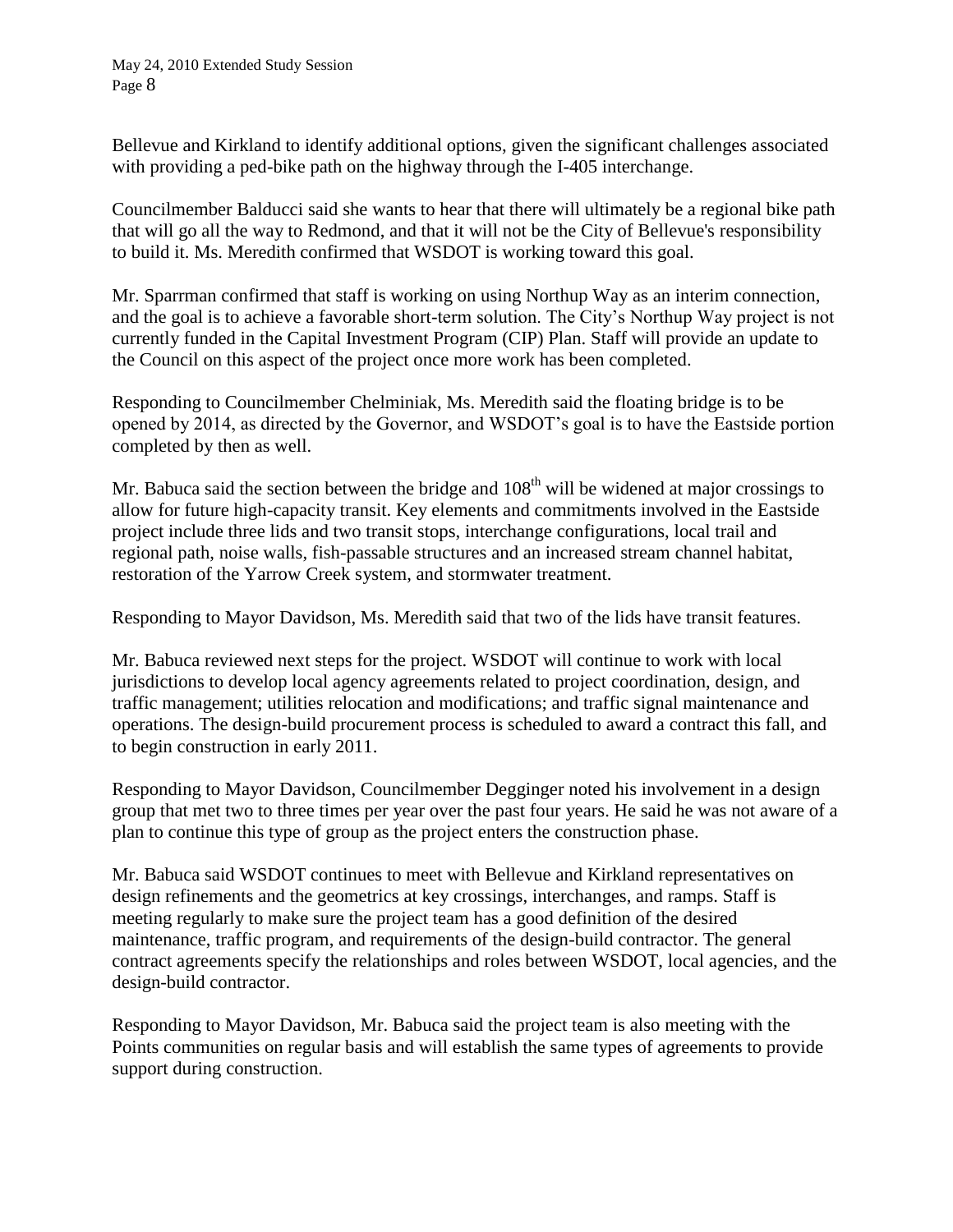Bellevue and Kirkland to identify additional options, given the significant challenges associated with providing a ped-bike path on the highway through the I-405 interchange.

Councilmember Balducci said she wants to hear that there will ultimately be a regional bike path that will go all the way to Redmond, and that it will not be the City of Bellevue's responsibility to build it. Ms. Meredith confirmed that WSDOT is working toward this goal.

Mr. Sparrman confirmed that staff is working on using Northup Way as an interim connection, and the goal is to achieve a favorable short-term solution. The City's Northup Way project is not currently funded in the Capital Investment Program (CIP) Plan. Staff will provide an update to the Council on this aspect of the project once more work has been completed.

Responding to Councilmember Chelminiak, Ms. Meredith said the floating bridge is to be opened by 2014, as directed by the Governor, and WSDOT's goal is to have the Eastside portion completed by then as well.

Mr. Babuca said the section between the bridge and 108th will be widened at major crossings to allow for future high-capacity transit. Key elements and commitments involved in the Eastside project include three lids and two transit stops, interchange configurations, local trail and regional path, noise walls, fish-passable structures and an increased stream channel habitat, restoration of the Yarrow Creek system, and stormwater treatment.

Responding to Mayor Davidson, Ms. Meredith said that two of the lids have transit features.

Mr. Babuca reviewed next steps for the project. WSDOT will continue to work with local jurisdictions to develop local agency agreements related to project coordination, design, and traffic management; utilities relocation and modifications; and traffic signal maintenance and operations. The design-build procurement process is scheduled to award a contract this fall, and to begin construction in early 2011.

Responding to Mayor Davidson, Councilmember Degginger noted his involvement in a design group that met two to three times per year over the past four years. He said he was not aware of a plan to continue this type of group as the project enters the construction phase.

Mr. Babuca said WSDOT continues to meet with Bellevue and Kirkland representatives on design refinements and the geometrics at key crossings, interchanges, and ramps. Staff is meeting regularly to make sure the project team has a good definition of the desired maintenance, traffic program, and requirements of the design-build contractor. The general contract agreements specify the relationships and roles between WSDOT, local agencies, and the design-build contractor.

Responding to Mayor Davidson, Mr. Babuca said the project team is also meeting with the Points communities on regular basis and will establish the same types of agreements to provide support during construction.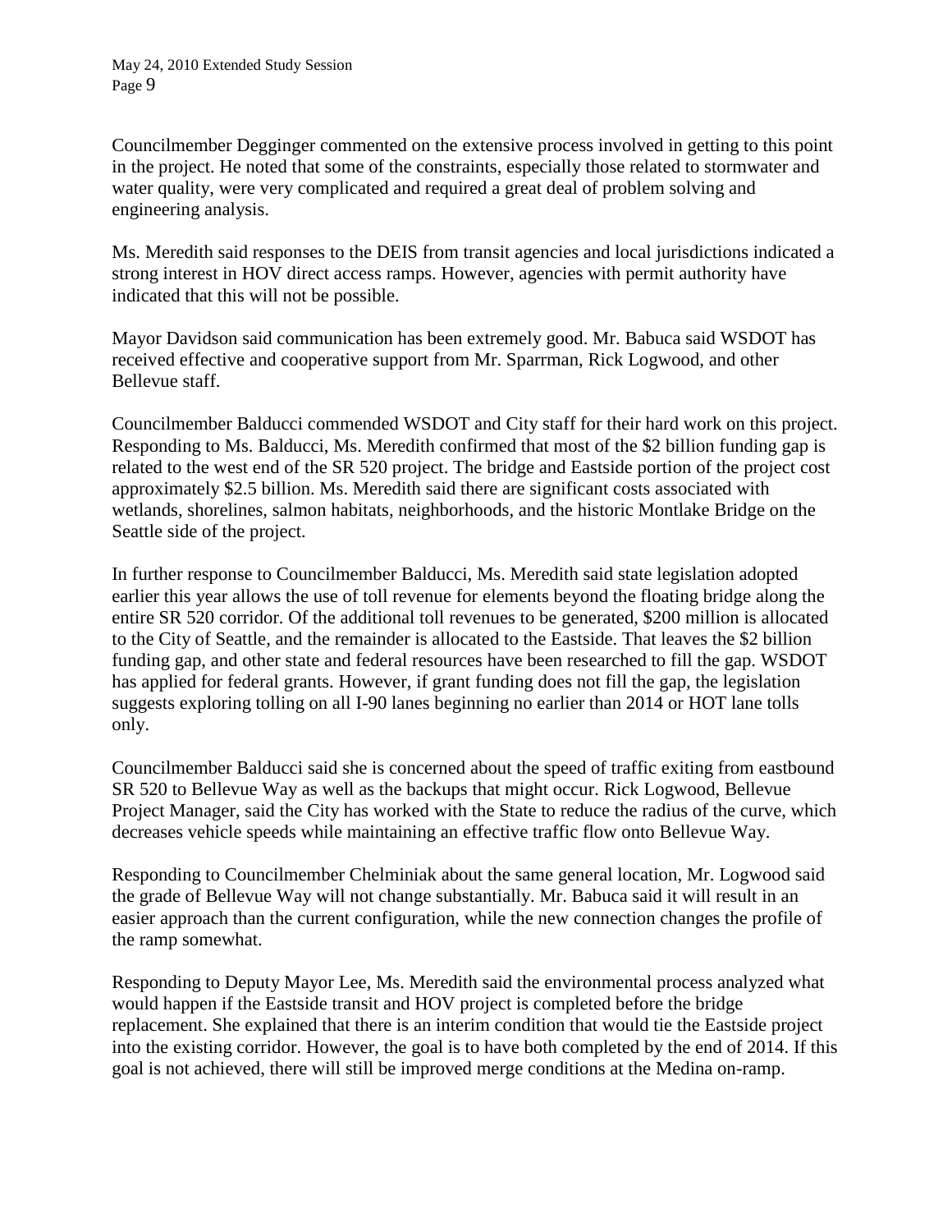Councilmember Degginger commented on the extensive process involved in getting to this point in the project. He noted that some of the constraints, especially those related to stormwater and water quality, were very complicated and required a great deal of problem solving and engineering analysis.

Ms. Meredith said responses to the DEIS from transit agencies and local jurisdictions indicated a strong interest in HOV direct access ramps. However, agencies with permit authority have indicated that this will not be possible.

Mayor Davidson said communication has been extremely good. Mr. Babuca said WSDOT has received effective and cooperative support from Mr. Sparrman, Rick Logwood, and other Bellevue staff.

Councilmember Balducci commended WSDOT and City staff for their hard work on this project. Responding to Ms. Balducci, Ms. Meredith confirmed that most of the $2 billion funding gap is related to the west end of the SR 520 project. The bridge and Eastside portion of the project cost approximately $2.5 billion. Ms. Meredith said there are significant costs associated with wetlands, shorelines, salmon habitats, neighborhoods, and the historic Montlake Bridge on the Seattle side of the project.

In further response to Councilmember Balducci, Ms. Meredith said state legislation adopted earlier this year allows the use of toll revenue for elements beyond the floating bridge along the entire SR 520 corridor. Of the additional toll revenues to be generated, $200 million is allocated to the City of Seattle, and the remainder is allocated to the Eastside. That leaves the $2 billion funding gap, and other state and federal resources have been researched to fill the gap. WSDOT has applied for federal grants. However, if grant funding does not fill the gap, the legislation suggests exploring tolling on all I-90 lanes beginning no earlier than 2014 or HOT lane tolls only.

Councilmember Balducci said she is concerned about the speed of traffic exiting from eastbound SR 520 to Bellevue Way as well as the backups that might occur. Rick Logwood, Bellevue Project Manager, said the City has worked with the State to reduce the radius of the curve, which decreases vehicle speeds while maintaining an effective traffic flow onto Bellevue Way.

Responding to Councilmember Chelminiak about the same general location, Mr. Logwood said the grade of Bellevue Way will not change substantially. Mr. Babuca said it will result in an easier approach than the current configuration, while the new connection changes the profile of the ramp somewhat.

Responding to Deputy Mayor Lee, Ms. Meredith said the environmental process analyzed what would happen if the Eastside transit and HOV project is completed before the bridge replacement. She explained that there is an interim condition that would tie the Eastside project into the existing corridor. However, the goal is to have both completed by the end of 2014. If this goal is not achieved, there will still be improved merge conditions at the Medina on-ramp.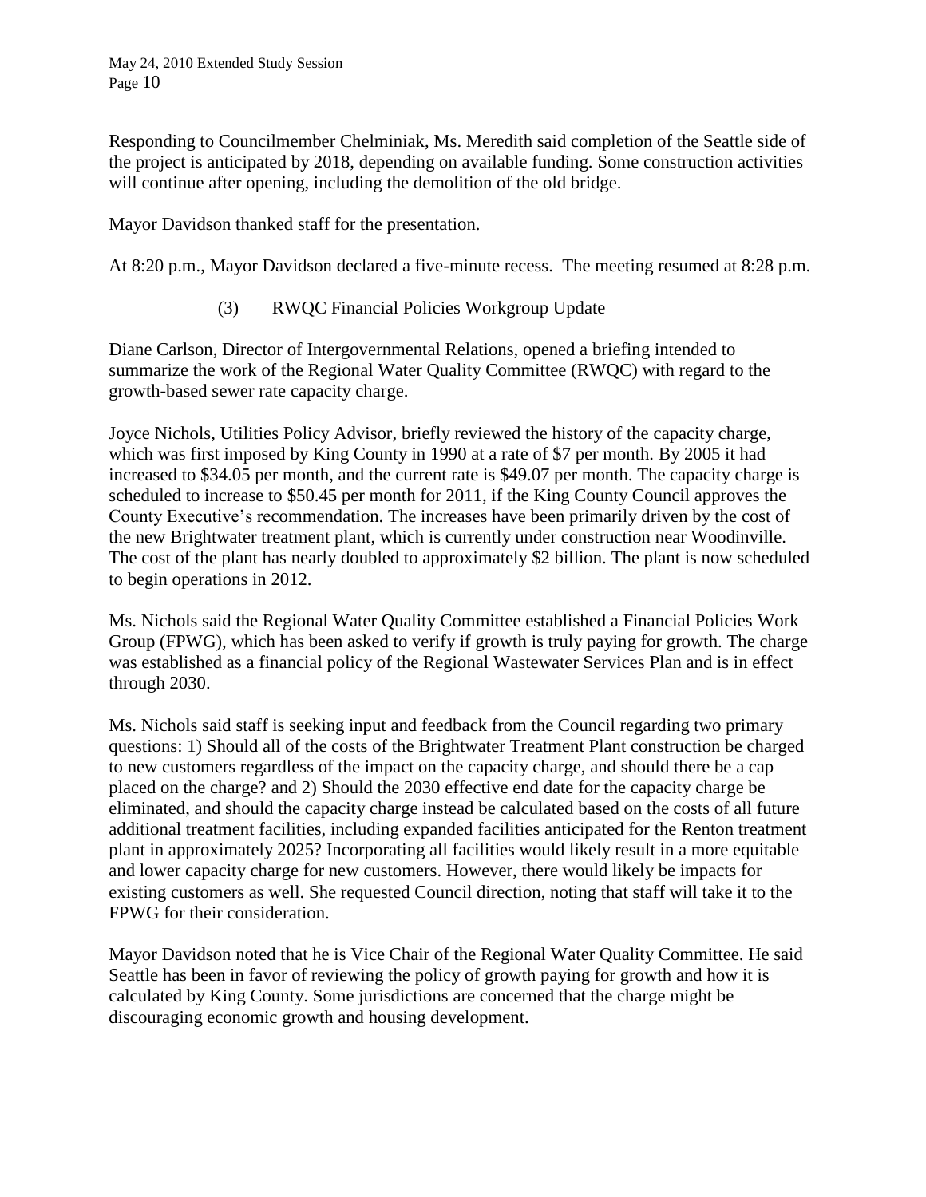Responding to Councilmember Chelminiak, Ms. Meredith said completion of the Seattle side of the project is anticipated by 2018, depending on available funding. Some construction activities will continue after opening, including the demolition of the old bridge.

Mayor Davidson thanked staff for the presentation.

At 8:20 p.m., Mayor Davidson declared a five-minute recess. The meeting resumed at 8:28 p.m.

(3) RWQC Financial Policies Workgroup Update

Diane Carlson, Director of Intergovernmental Relations, opened a briefing intended to summarize the work of the Regional Water Quality Committee (RWQC) with regard to the growth-based sewer rate capacity charge.

Joyce Nichols, Utilities Policy Advisor, briefly reviewed the history of the capacity charge, which was first imposed by King County in 1990 at a rate of $7 per month. By 2005 it had increased to $34.05 per month, and the current rate is $49.07 per month. The capacity charge is scheduled to increase to $50.45 per month for 2011, if the King County Council approves the County Executive's recommendation. The increases have been primarily driven by the cost of the new Brightwater treatment plant, which is currently under construction near Woodinville. The cost of the plant has nearly doubled to approximately $2 billion. The plant is now scheduled to begin operations in 2012.

Ms. Nichols said the Regional Water Quality Committee established a Financial Policies Work Group (FPWG), which has been asked to verify if growth is truly paying for growth. The charge was established as a financial policy of the Regional Wastewater Services Plan and is in effect through 2030.

Ms. Nichols said staff is seeking input and feedback from the Council regarding two primary questions: 1) Should all of the costs of the Brightwater Treatment Plant construction be charged to new customers regardless of the impact on the capacity charge, and should there be a cap placed on the charge? and 2) Should the 2030 effective end date for the capacity charge be eliminated, and should the capacity charge instead be calculated based on the costs of all future additional treatment facilities, including expanded facilities anticipated for the Renton treatment plant in approximately 2025? Incorporating all facilities would likely result in a more equitable and lower capacity charge for new customers. However, there would likely be impacts for existing customers as well. She requested Council direction, noting that staff will take it to the FPWG for their consideration.

Mayor Davidson noted that he is Vice Chair of the Regional Water Quality Committee. He said Seattle has been in favor of reviewing the policy of growth paying for growth and how it is calculated by King County. Some jurisdictions are concerned that the charge might be discouraging economic growth and housing development.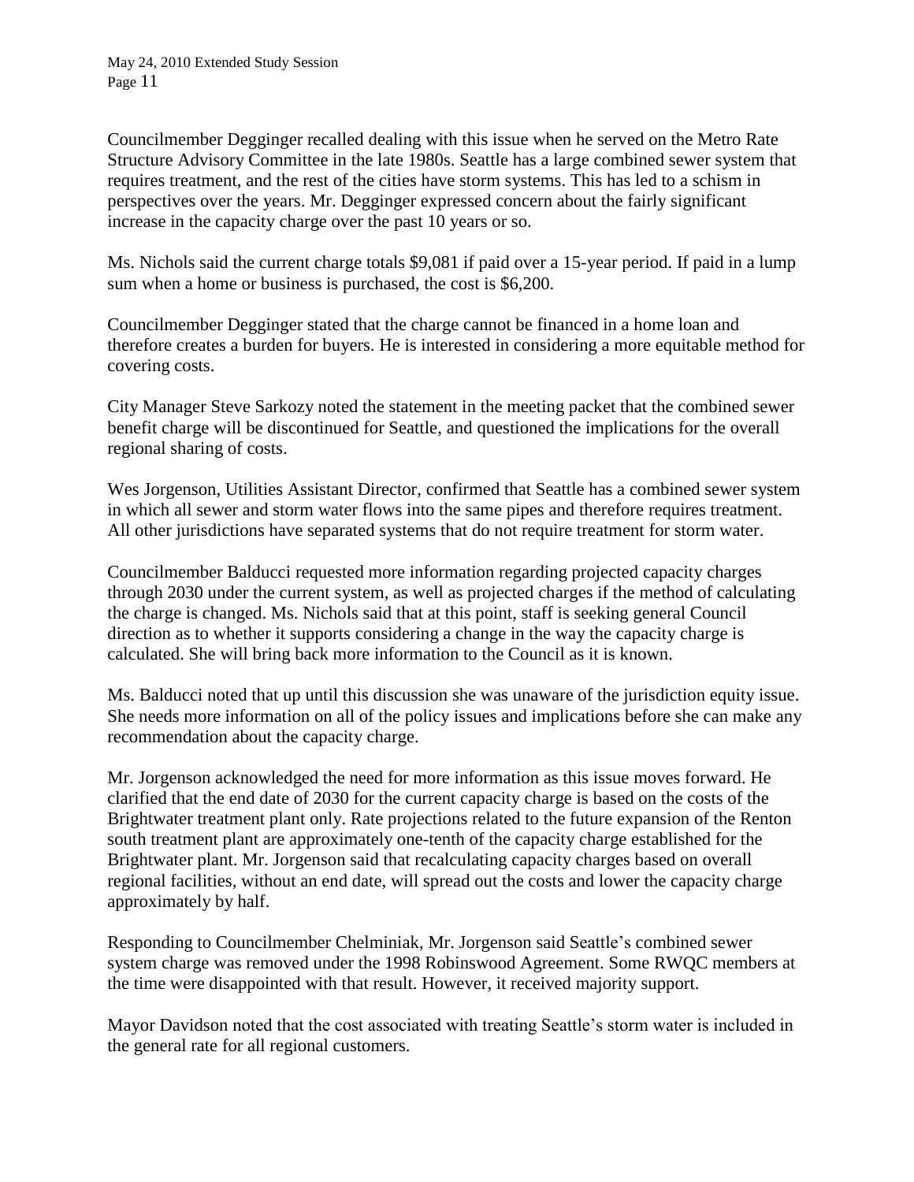Councilmember Degginger recalled dealing with this issue when he served on the Metro Rate Structure Advisory Committee in the late 1980s. Seattle has a large combined sewer system that requires treatment, and the rest of the cities have storm systems. This has led to a schism in perspectives over the years. Mr. Degginger expressed concern about the fairly significant increase in the capacity charge over the past 10 years or so.

Ms. Nichols said the current charge totals $9,081 if paid over a 15-year period. If paid in a lump sum when a home or business is purchased, the cost is $6,200.

Councilmember Degginger stated that the charge cannot be financed in a home loan and therefore creates a burden for buyers. He is interested in considering a more equitable method for covering costs.

City Manager Steve Sarkozy noted the statement in the meeting packet that the combined sewer benefit charge will be discontinued for Seattle, and questioned the implications for the overall regional sharing of costs.

Wes Jorgenson, Utilities Assistant Director, confirmed that Seattle has a combined sewer system in which all sewer and storm water flows into the same pipes and therefore requires treatment. All other jurisdictions have separated systems that do not require treatment for storm water.

Councilmember Balducci requested more information regarding projected capacity charges through 2030 under the current system, as well as projected charges if the method of calculating the charge is changed. Ms. Nichols said that at this point, staff is seeking general Council direction as to whether it supports considering a change in the way the capacity charge is calculated. She will bring back more information to the Council as it is known.

Ms. Balducci noted that up until this discussion she was unaware of the jurisdiction equity issue. She needs more information on all of the policy issues and implications before she can make any recommendation about the capacity charge.

Mr. Jorgenson acknowledged the need for more information as this issue moves forward. He clarified that the end date of 2030 for the current capacity charge is based on the costs of the Brightwater treatment plant only. Rate projections related to the future expansion of the Renton south treatment plant are approximately one-tenth of the capacity charge established for the Brightwater plant. Mr. Jorgenson said that recalculating capacity charges based on overall regional facilities, without an end date, will spread out the costs and lower the capacity charge approximately by half.

Responding to Councilmember Chelminiak, Mr. Jorgenson said Seattle's combined sewer system charge was removed under the 1998 Robinswood Agreement. Some RWQC members at the time were disappointed with that result. However, it received majority support.

Mayor Davidson noted that the cost associated with treating Seattle's storm water is included in the general rate for all regional customers.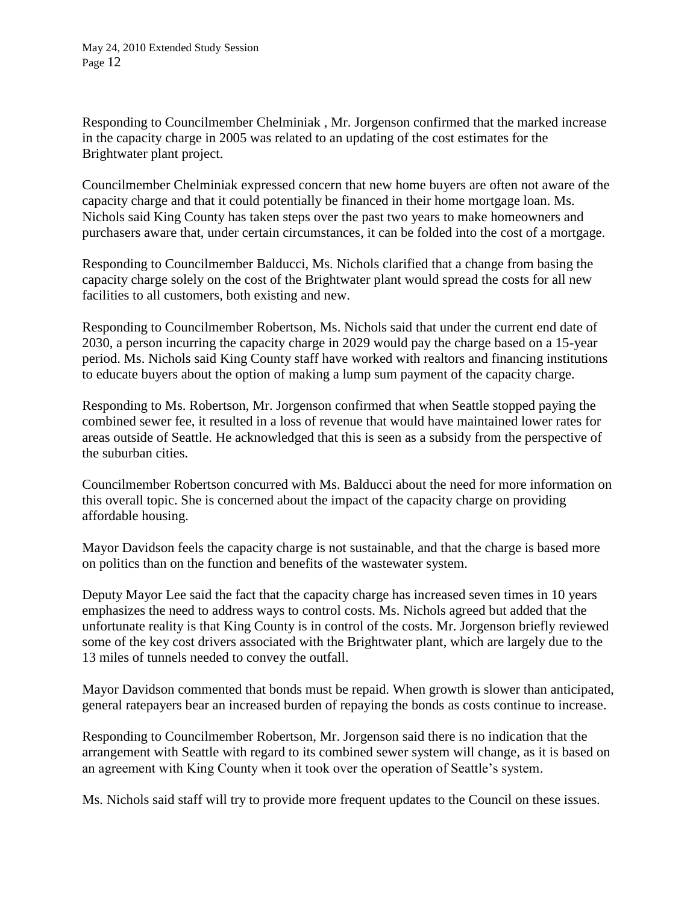Responding to Councilmember Chelminiak , Mr. Jorgenson confirmed that the marked increase in the capacity charge in 2005 was related to an updating of the cost estimates for the Brightwater plant project.

Councilmember Chelminiak expressed concern that new home buyers are often not aware of the capacity charge and that it could potentially be financed in their home mortgage loan. Ms. Nichols said King County has taken steps over the past two years to make homeowners and purchasers aware that, under certain circumstances, it can be folded into the cost of a mortgage.

Responding to Councilmember Balducci, Ms. Nichols clarified that a change from basing the capacity charge solely on the cost of the Brightwater plant would spread the costs for all new facilities to all customers, both existing and new.

Responding to Councilmember Robertson, Ms. Nichols said that under the current end date of 2030, a person incurring the capacity charge in 2029 would pay the charge based on a 15-year period. Ms. Nichols said King County staff have worked with realtors and financing institutions to educate buyers about the option of making a lump sum payment of the capacity charge.

Responding to Ms. Robertson, Mr. Jorgenson confirmed that when Seattle stopped paying the combined sewer fee, it resulted in a loss of revenue that would have maintained lower rates for areas outside of Seattle. He acknowledged that this is seen as a subsidy from the perspective of the suburban cities.

Councilmember Robertson concurred with Ms. Balducci about the need for more information on this overall topic. She is concerned about the impact of the capacity charge on providing affordable housing.

Mayor Davidson feels the capacity charge is not sustainable, and that the charge is based more on politics than on the function and benefits of the wastewater system.

Deputy Mayor Lee said the fact that the capacity charge has increased seven times in 10 years emphasizes the need to address ways to control costs. Ms. Nichols agreed but added that the unfortunate reality is that King County is in control of the costs. Mr. Jorgenson briefly reviewed some of the key cost drivers associated with the Brightwater plant, which are largely due to the 13 miles of tunnels needed to convey the outfall.

Mayor Davidson commented that bonds must be repaid. When growth is slower than anticipated, general ratepayers bear an increased burden of repaying the bonds as costs continue to increase.

Responding to Councilmember Robertson, Mr. Jorgenson said there is no indication that the arrangement with Seattle with regard to its combined sewer system will change, as it is based on an agreement with King County when it took over the operation of Seattle's system.

Ms. Nichols said staff will try to provide more frequent updates to the Council on these issues.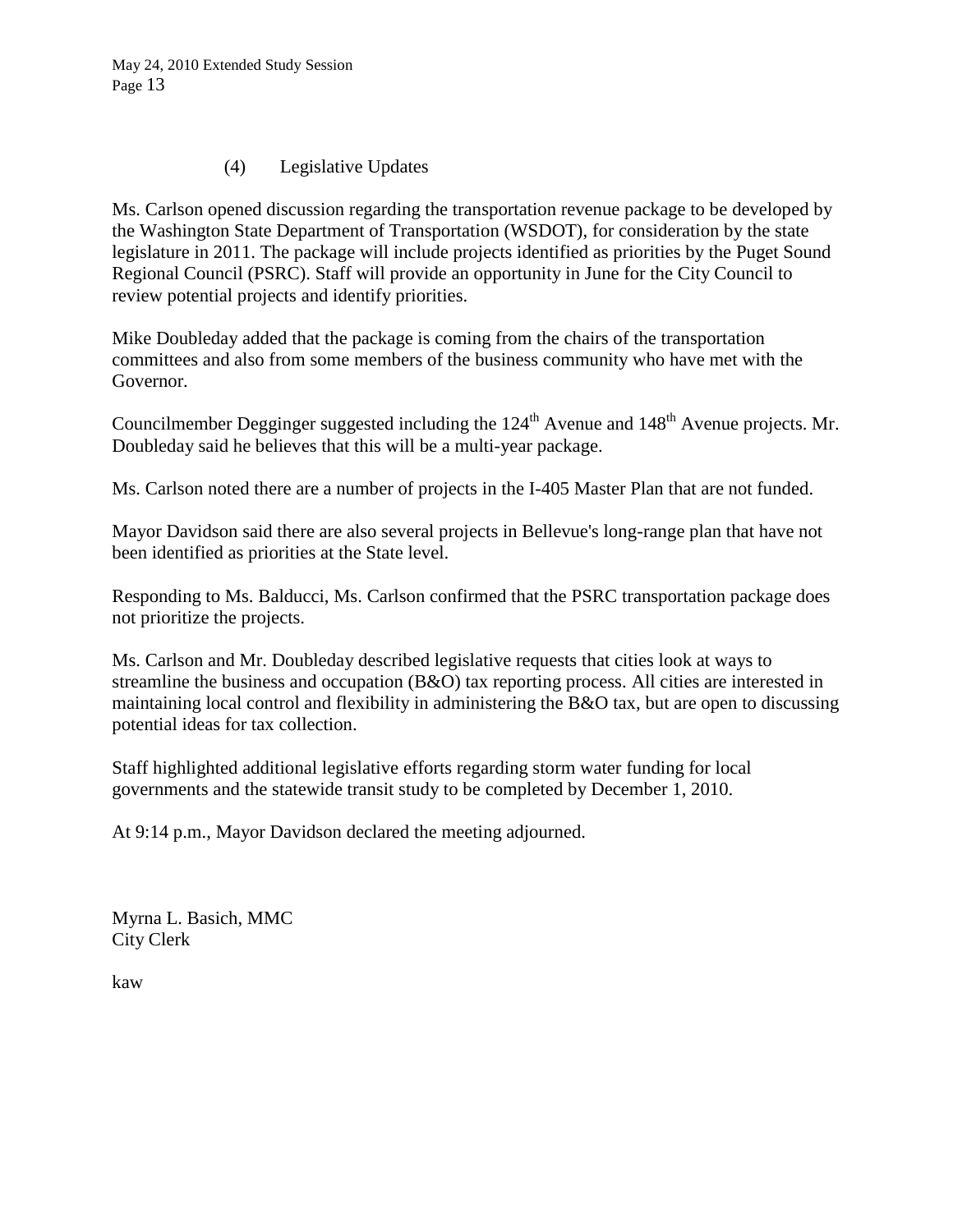(4) Legislative Updates

Ms. Carlson opened discussion regarding the transportation revenue package to be developed by the Washington State Department of Transportation (WSDOT), for consideration by the state legislature in 2011. The package will include projects identified as priorities by the Puget Sound Regional Council (PSRC). Staff will provide an opportunity in June for the City Council to review potential projects and identify priorities.

Mike Doubleday added that the package is coming from the chairs of the transportation committees and also from some members of the business community who have met with the Governor.

Councilmember Degginger suggested including the 124th Avenue and 148th Avenue projects. Mr. Doubleday said he believes that this will be a multi-year package.

Ms. Carlson noted there are a number of projects in the I-405 Master Plan that are not funded.

Mayor Davidson said there are also several projects in Bellevue's long-range plan that have not been identified as priorities at the State level.

Responding to Ms. Balducci, Ms. Carlson confirmed that the PSRC transportation package does not prioritize the projects.

Ms. Carlson and Mr. Doubleday described legislative requests that cities look at ways to streamline the business and occupation (B&O) tax reporting process. All cities are interested in maintaining local control and flexibility in administering the B&O tax, but are open to discussing potential ideas for tax collection.

Staff highlighted additional legislative efforts regarding storm water funding for local governments and the statewide transit study to be completed by December 1, 2010.

At 9:14 p.m., Mayor Davidson declared the meeting adjourned.

Myrna L. Basich, MMC
City Clerk

kaw